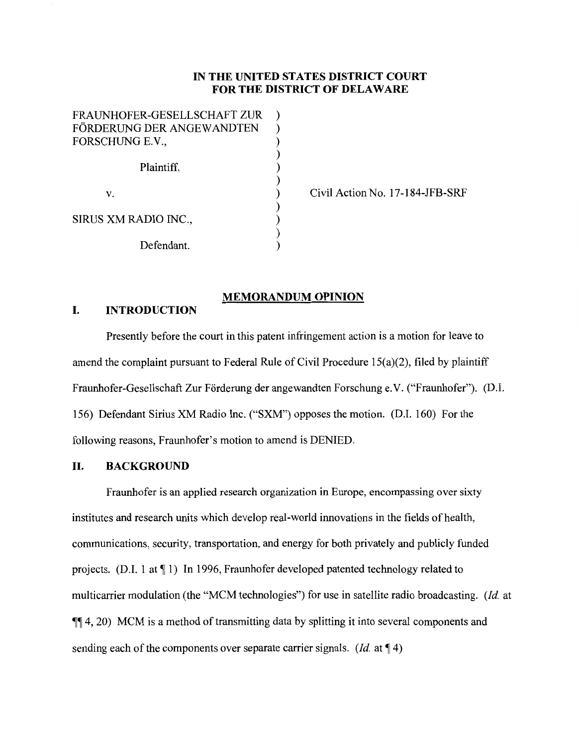**IN THE UNITED STATES DISTRICT COURT**
**FOR THE DISTRICT OF DELAWARE**

| | | |
|---|---|---|
| FRAUNHOFER-GESELLSCHAFT ZUR FÖRDERUNG DER ANGEWANDTEN FORSCHUNG E.V., | ) | |
| Plaintiff, | ) | |
| v. | ) | Civil Action No. 17-184-JFB-SRF |
| SIRUS XM RADIO INC., | ) | |
| Defendant. | ) | |

**MEMORANDUM OPINION**

## I. INTRODUCTION

Presently before the court in this patent infringement action is a motion for leave to amend the complaint pursuant to Federal Rule of Civil Procedure 15(a)(2), filed by plaintiff Fraunhofer-Gesellschaft Zur Förderung der angewandten Forschung e.V. ("Fraunhofer"). (D.I. 156) Defendant Sirius XM Radio Inc. ("SXM") opposes the motion. (D.I. 160) For the following reasons, Fraunhofer's motion to amend is DENIED.

## II. BACKGROUND

Fraunhofer is an applied research organization in Europe, encompassing over sixty institutes and research units which develop real-world innovations in the fields of health, communications, security, transportation, and energy for both privately and publicly funded projects. (D.I. 1 at ¶ 1) In 1996, Fraunhofer developed patented technology related to multicarrier modulation (the "MCM technologies") for use in satellite radio broadcasting. (*Id.* at ¶¶ 4, 20) MCM is a method of transmitting data by splitting it into several components and sending each of the components over separate carrier signals. (*Id.* at ¶ 4)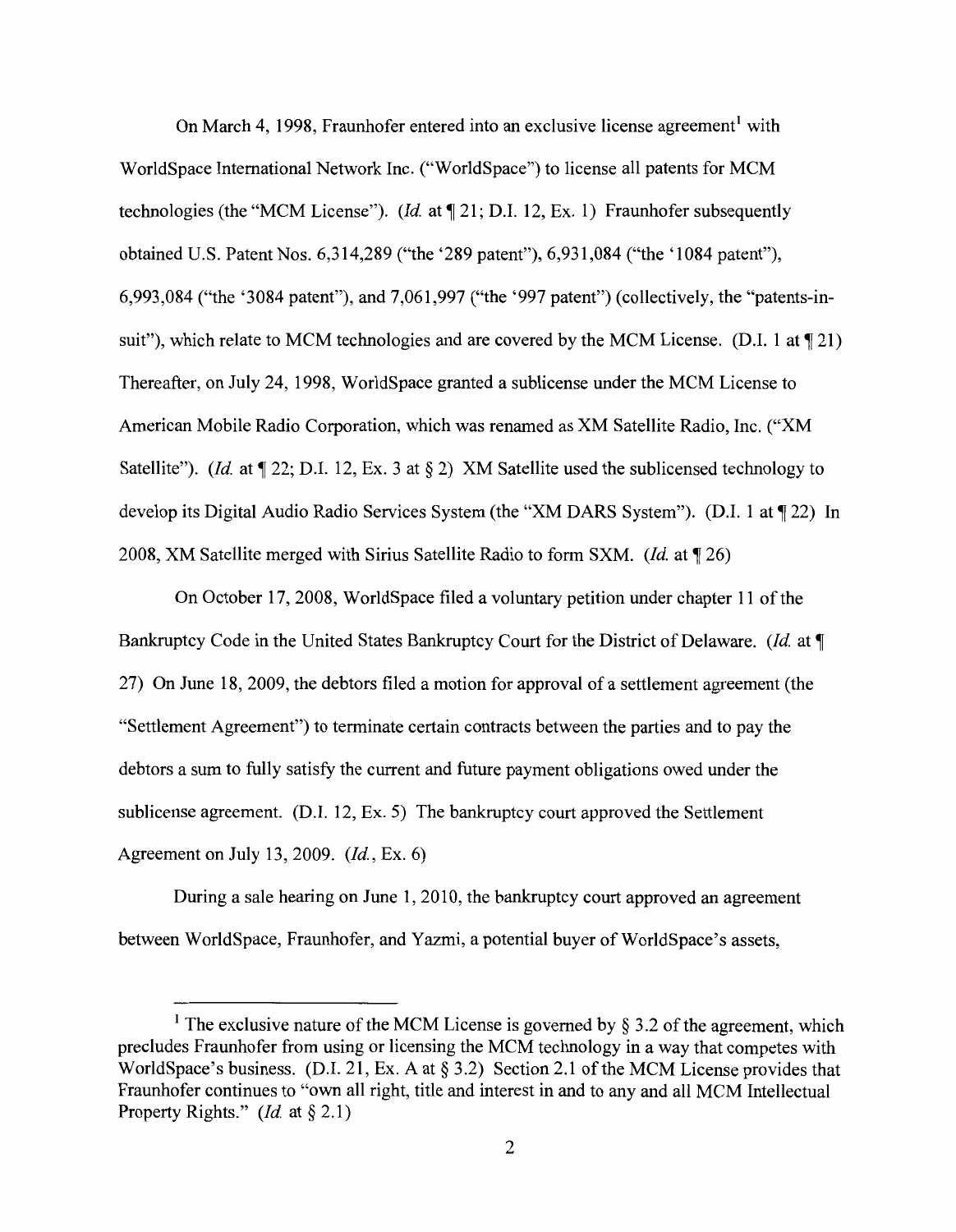On March 4, 1998, Fraunhofer entered into an exclusive license agreement[1] with WorldSpace International Network Inc. ("WorldSpace") to license all patents for MCM technologies (the "MCM License"). (*Id.* at ¶ 21; D.I. 12, Ex. 1) Fraunhofer subsequently obtained U.S. Patent Nos. 6,314,289 ("the '289 patent"), 6,931,084 ("the '1084 patent"), 6,993,084 ("the '3084 patent"), and 7,061,997 ("the '997 patent") (collectively, the "patents-in-suit"), which relate to MCM technologies and are covered by the MCM License. (D.I. 1 at ¶ 21) Thereafter, on July 24, 1998, WorldSpace granted a sublicense under the MCM License to American Mobile Radio Corporation, which was renamed as XM Satellite Radio, Inc. ("XM Satellite"). (*Id.* at ¶ 22; D.I. 12, Ex. 3 at § 2) XM Satellite used the sublicensed technology to develop its Digital Audio Radio Services System (the "XM DARS System"). (D.I. 1 at ¶ 22) In 2008, XM Satellite merged with Sirius Satellite Radio to form SXM. (*Id.* at ¶ 26)

On October 17, 2008, WorldSpace filed a voluntary petition under chapter 11 of the Bankruptcy Code in the United States Bankruptcy Court for the District of Delaware. (*Id.* at ¶ 27) On June 18, 2009, the debtors filed a motion for approval of a settlement agreement (the "Settlement Agreement") to terminate certain contracts between the parties and to pay the debtors a sum to fully satisfy the current and future payment obligations owed under the sublicense agreement. (D.I. 12, Ex. 5) The bankruptcy court approved the Settlement Agreement on July 13, 2009. (*Id.*, Ex. 6)

During a sale hearing on June 1, 2010, the bankruptcy court approved an agreement between WorldSpace, Fraunhofer, and Yazmi, a potential buyer of WorldSpace's assets,

---

[1] The exclusive nature of the MCM License is governed by § 3.2 of the agreement, which precludes Fraunhofer from using or licensing the MCM technology in a way that competes with WorldSpace's business. (D.I. 21, Ex. A at § 3.2) Section 2.1 of the MCM License provides that Fraunhofer continues to "own all right, title and interest in and to any and all MCM Intellectual Property Rights." (*Id.* at § 2.1)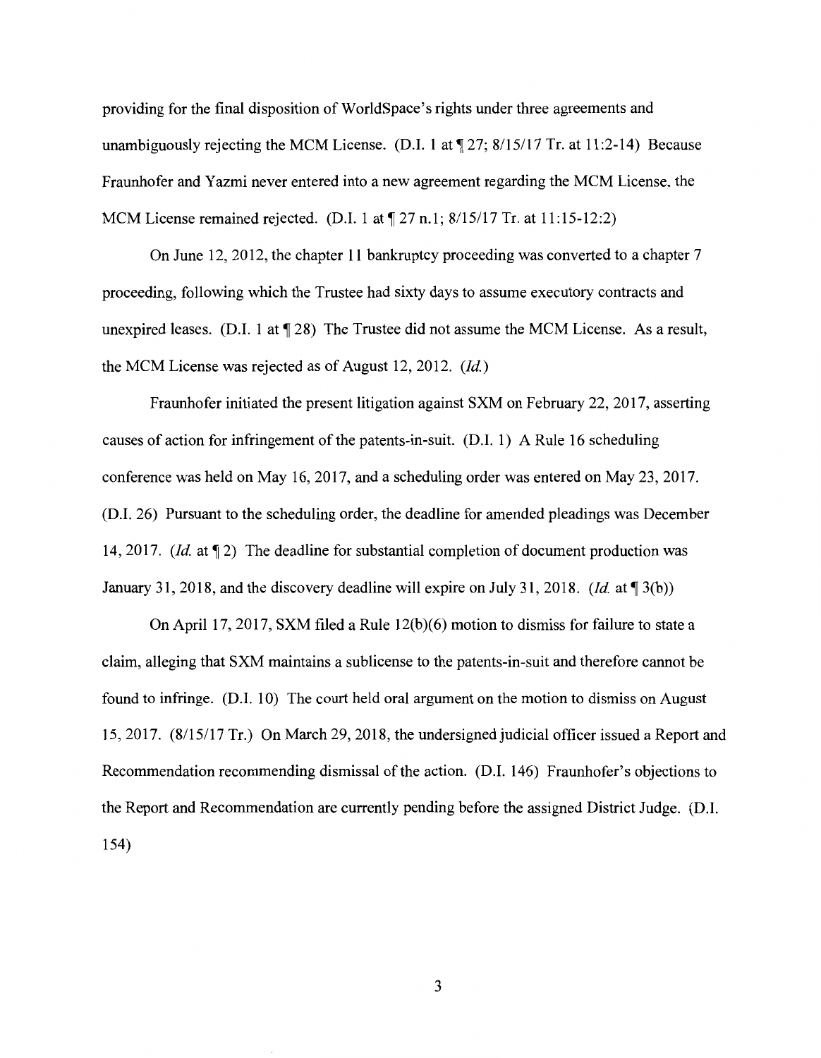providing for the final disposition of WorldSpace's rights under three agreements and unambiguously rejecting the MCM License. (D.I. 1 at ¶ 27; 8/15/17 Tr. at 11:2-14) Because Fraunhofer and Yazmi never entered into a new agreement regarding the MCM License, the MCM License remained rejected. (D.I. 1 at ¶ 27 n.1; 8/15/17 Tr. at 11:15-12:2)

On June 12, 2012, the chapter 11 bankruptcy proceeding was converted to a chapter 7 proceeding, following which the Trustee had sixty days to assume executory contracts and unexpired leases. (D.I. 1 at ¶ 28) The Trustee did not assume the MCM License. As a result, the MCM License was rejected as of August 12, 2012. (*Id.*)

Fraunhofer initiated the present litigation against SXM on February 22, 2017, asserting causes of action for infringement of the patents-in-suit. (D.I. 1) A Rule 16 scheduling conference was held on May 16, 2017, and a scheduling order was entered on May 23, 2017. (D.I. 26) Pursuant to the scheduling order, the deadline for amended pleadings was December 14, 2017. (*Id.* at ¶ 2) The deadline for substantial completion of document production was January 31, 2018, and the discovery deadline will expire on July 31, 2018. (*Id.* at ¶ 3(b))

On April 17, 2017, SXM filed a Rule 12(b)(6) motion to dismiss for failure to state a claim, alleging that SXM maintains a sublicense to the patents-in-suit and therefore cannot be found to infringe. (D.I. 10) The court held oral argument on the motion to dismiss on August 15, 2017. (8/15/17 Tr.) On March 29, 2018, the undersigned judicial officer issued a Report and Recommendation recommending dismissal of the action. (D.I. 146) Fraunhofer's objections to the Report and Recommendation are currently pending before the assigned District Judge. (D.I. 154)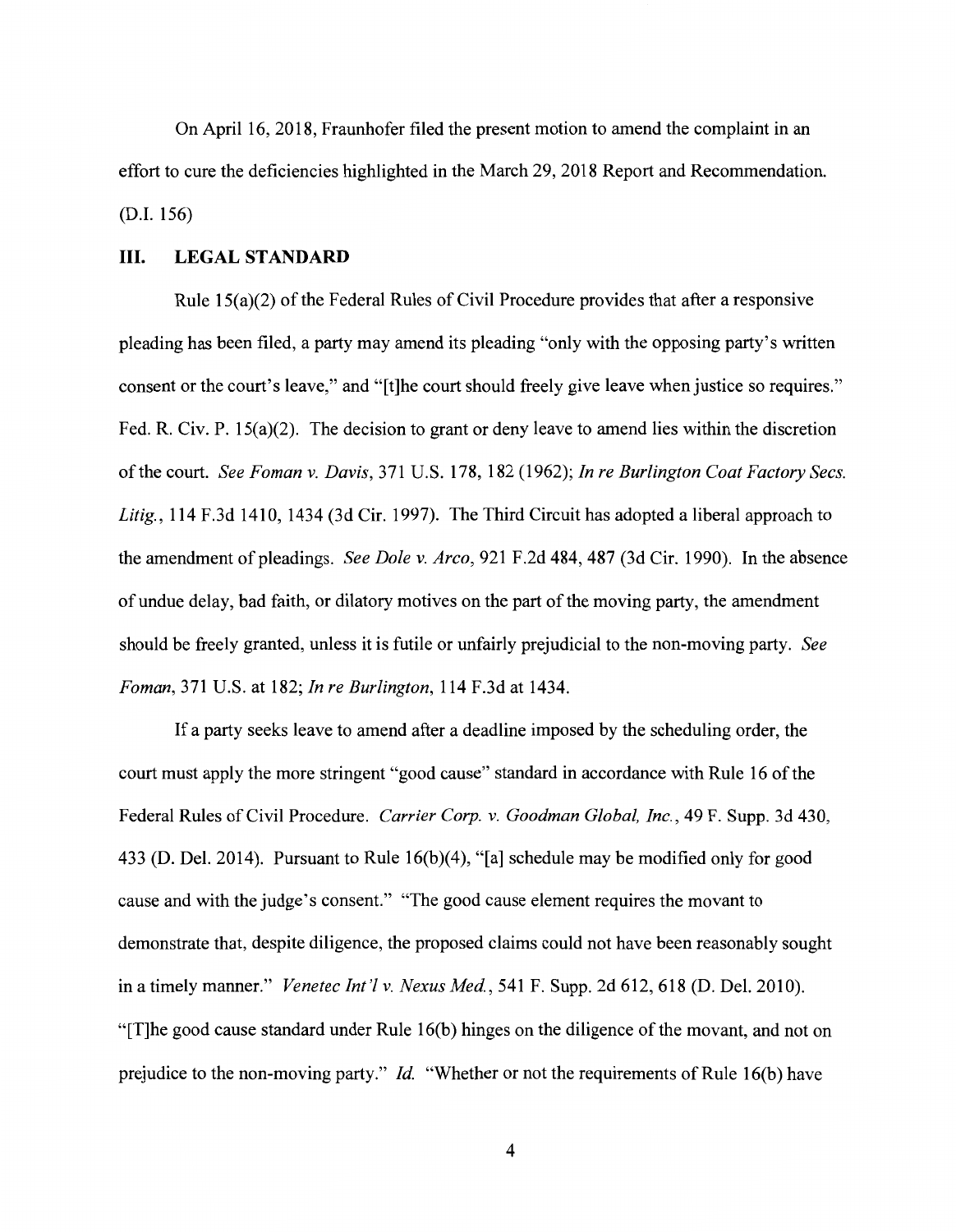On April 16, 2018, Fraunhofer filed the present motion to amend the complaint in an effort to cure the deficiencies highlighted in the March 29, 2018 Report and Recommendation. (D.I. 156)

## III. LEGAL STANDARD

Rule 15(a)(2) of the Federal Rules of Civil Procedure provides that after a responsive pleading has been filed, a party may amend its pleading "only with the opposing party's written consent or the court's leave," and "[t]he court should freely give leave when justice so requires." Fed. R. Civ. P. 15(a)(2). The decision to grant or deny leave to amend lies within the discretion of the court. *See Foman v. Davis*, 371 U.S. 178, 182 (1962); *In re Burlington Coat Factory Secs. Litig.*, 114 F.3d 1410, 1434 (3d Cir. 1997). The Third Circuit has adopted a liberal approach to the amendment of pleadings. *See Dole v. Arco*, 921 F.2d 484, 487 (3d Cir. 1990). In the absence of undue delay, bad faith, or dilatory motives on the part of the moving party, the amendment should be freely granted, unless it is futile or unfairly prejudicial to the non-moving party. *See Foman*, 371 U.S. at 182; *In re Burlington*, 114 F.3d at 1434.

If a party seeks leave to amend after a deadline imposed by the scheduling order, the court must apply the more stringent "good cause" standard in accordance with Rule 16 of the Federal Rules of Civil Procedure. *Carrier Corp. v. Goodman Global, Inc.*, 49 F. Supp. 3d 430, 433 (D. Del. 2014). Pursuant to Rule 16(b)(4), "[a] schedule may be modified only for good cause and with the judge's consent." "The good cause element requires the movant to demonstrate that, despite diligence, the proposed claims could not have been reasonably sought in a timely manner." *Venetec Int'l v. Nexus Med.*, 541 F. Supp. 2d 612, 618 (D. Del. 2010). "[T]he good cause standard under Rule 16(b) hinges on the diligence of the movant, and not on prejudice to the non-moving party." *Id.* "Whether or not the requirements of Rule 16(b) have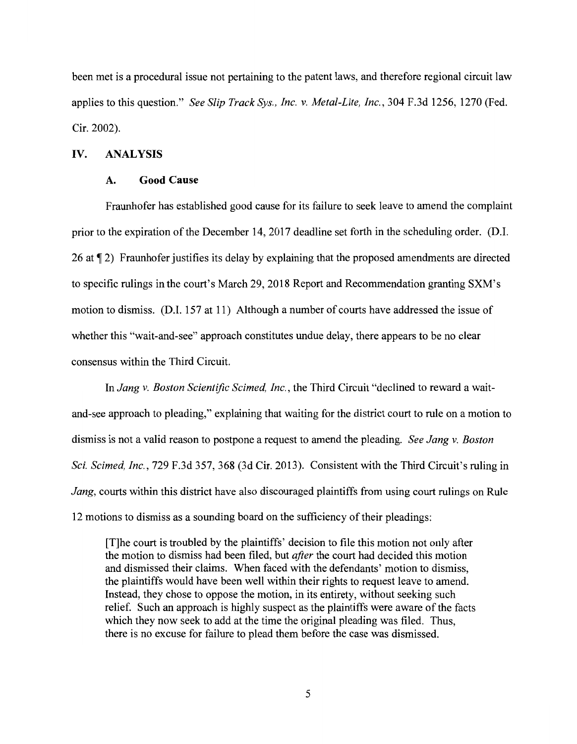been met is a procedural issue not pertaining to the patent laws, and therefore regional circuit law applies to this question." *See Slip Track Sys., Inc. v. Metal-Lite, Inc.*, 304 F.3d 1256, 1270 (Fed. Cir. 2002).

## IV. ANALYSIS

### A. Good Cause

Fraunhofer has established good cause for its failure to seek leave to amend the complaint prior to the expiration of the December 14, 2017 deadline set forth in the scheduling order. (D.I. 26 at ¶ 2) Fraunhofer justifies its delay by explaining that the proposed amendments are directed to specific rulings in the court's March 29, 2018 Report and Recommendation granting SXM's motion to dismiss. (D.I. 157 at 11) Although a number of courts have addressed the issue of whether this "wait-and-see" approach constitutes undue delay, there appears to be no clear consensus within the Third Circuit.

In *Jang v. Boston Scientific Scimed, Inc.*, the Third Circuit "declined to reward a wait-and-see approach to pleading," explaining that waiting for the district court to rule on a motion to dismiss is not a valid reason to postpone a request to amend the pleading. *See Jang v. Boston Sci. Scimed, Inc.*, 729 F.3d 357, 368 (3d Cir. 2013). Consistent with the Third Circuit's ruling in *Jang*, courts within this district have also discouraged plaintiffs from using court rulings on Rule 12 motions to dismiss as a sounding board on the sufficiency of their pleadings:

> [T]he court is troubled by the plaintiffs' decision to file this motion not only after the motion to dismiss had been filed, but *after* the court had decided this motion and dismissed their claims. When faced with the defendants' motion to dismiss, the plaintiffs would have been well within their rights to request leave to amend. Instead, they chose to oppose the motion, in its entirety, without seeking such relief. Such an approach is highly suspect as the plaintiffs were aware of the facts which they now seek to add at the time the original pleading was filed. Thus, there is no excuse for failure to plead them before the case was dismissed.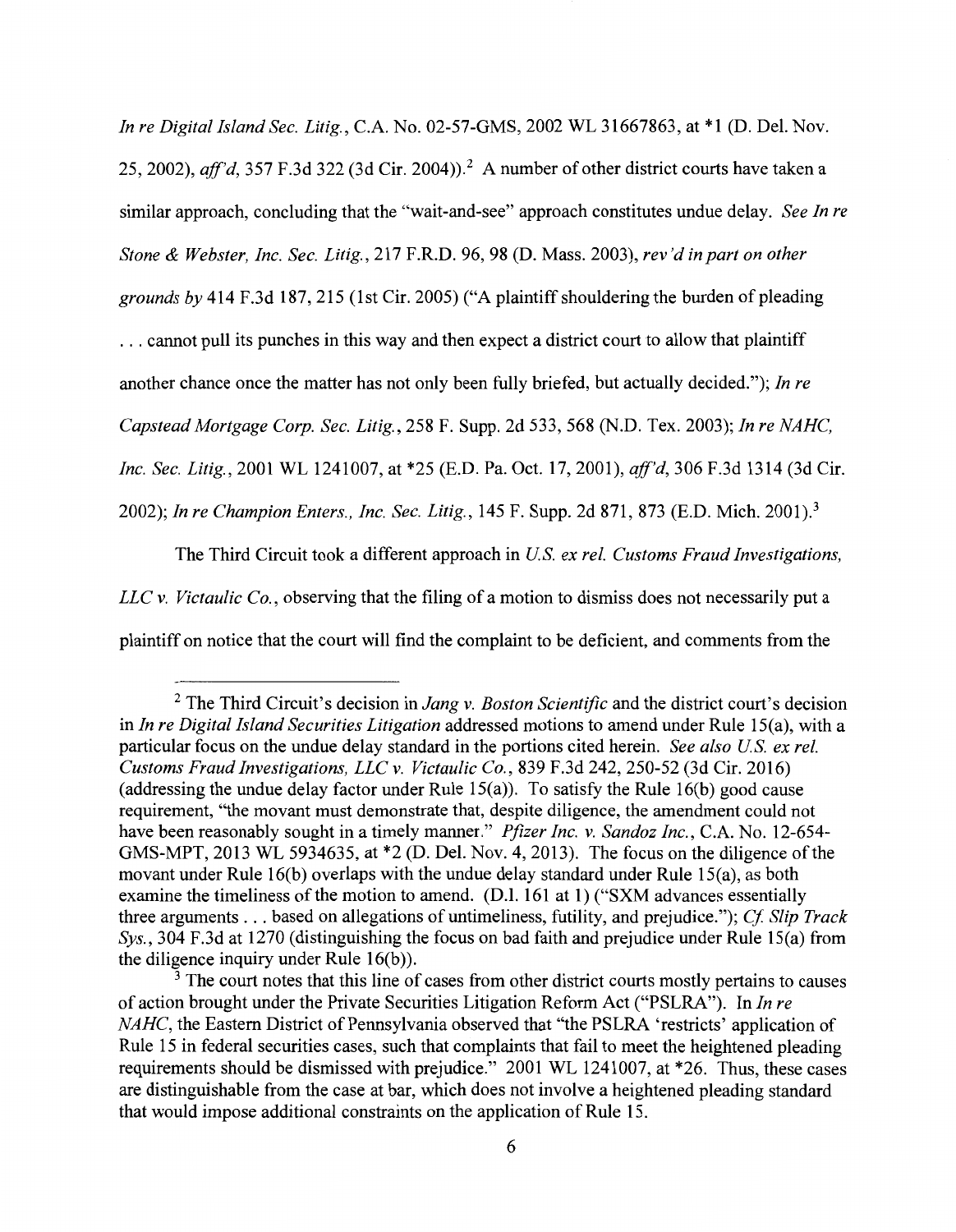*In re Digital Island Sec. Litig.*, C.A. No. 02-57-GMS, 2002 WL 31667863, at *1 (D. Del. Nov. 25, 2002), *aff'd*, 357 F.3d 322 (3d Cir. 2004)).[2] A number of other district courts have taken a similar approach, concluding that the "wait-and-see" approach constitutes undue delay. *See In re Stone & Webster, Inc. Sec. Litig.*, 217 F.R.D. 96, 98 (D. Mass. 2003), *rev'd in part on other grounds by* 414 F.3d 187, 215 (1st Cir. 2005) ("A plaintiff shouldering the burden of pleading . . . cannot pull its punches in this way and then expect a district court to allow that plaintiff another chance once the matter has not only been fully briefed, but actually decided."); *In re Capstead Mortgage Corp. Sec. Litig.*, 258 F. Supp. 2d 533, 568 (N.D. Tex. 2003); *In re NAHC, Inc. Sec. Litig.*, 2001 WL 1241007, at *25 (E.D. Pa. Oct. 17, 2001), *aff'd*, 306 F.3d 1314 (3d Cir. 2002); *In re Champion Enters., Inc. Sec. Litig.*, 145 F. Supp. 2d 871, 873 (E.D. Mich. 2001).[3]

The Third Circuit took a different approach in *U.S. ex rel. Customs Fraud Investigations, LLC v. Victaulic Co.*, observing that the filing of a motion to dismiss does not necessarily put a plaintiff on notice that the court will find the complaint to be deficient, and comments from the

---

[2] The Third Circuit's decision in *Jang v. Boston Scientific* and the district court's decision in *In re Digital Island Securities Litigation* addressed motions to amend under Rule 15(a), with a particular focus on the undue delay standard in the portions cited herein. *See also U.S. ex rel. Customs Fraud Investigations, LLC v. Victaulic Co.*, 839 F.3d 242, 250-52 (3d Cir. 2016) (addressing the undue delay factor under Rule 15(a)). To satisfy the Rule 16(b) good cause requirement, "the movant must demonstrate that, despite diligence, the amendment could not have been reasonably sought in a timely manner." *Pfizer Inc. v. Sandoz Inc.*, C.A. No. 12-654-GMS-MPT, 2013 WL 5934635, at *2 (D. Del. Nov. 4, 2013). The focus on the diligence of the movant under Rule 16(b) overlaps with the undue delay standard under Rule 15(a), as both examine the timeliness of the motion to amend. (D.I. 161 at 1) ("SXM advances essentially three arguments . . . based on allegations of untimeliness, futility, and prejudice."); *Cf. Slip Track Sys.*, 304 F.3d at 1270 (distinguishing the focus on bad faith and prejudice under Rule 15(a) from the diligence inquiry under Rule 16(b)).

[3] The court notes that this line of cases from other district courts mostly pertains to causes of action brought under the Private Securities Litigation Reform Act ("PSLRA"). In *In re NAHC*, the Eastern District of Pennsylvania observed that "the PSLRA 'restricts' application of Rule 15 in federal securities cases, such that complaints that fail to meet the heightened pleading requirements should be dismissed with prejudice." 2001 WL 1241007, at *26. Thus, these cases are distinguishable from the case at bar, which does not involve a heightened pleading standard that would impose additional constraints on the application of Rule 15.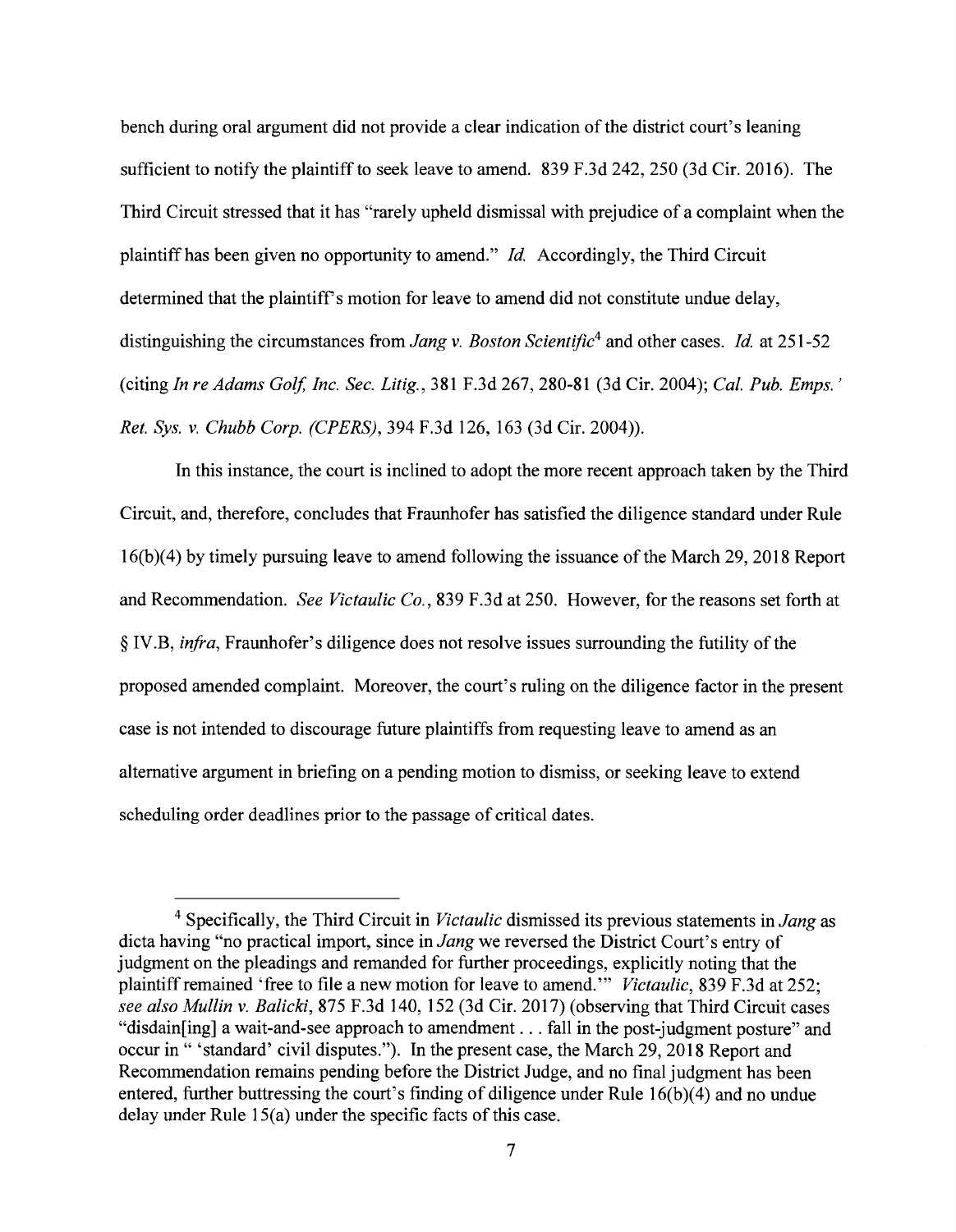bench during oral argument did not provide a clear indication of the district court's leaning sufficient to notify the plaintiff to seek leave to amend. 839 F.3d 242, 250 (3d Cir. 2016). The Third Circuit stressed that it has "rarely upheld dismissal with prejudice of a complaint when the plaintiff has been given no opportunity to amend." *Id.* Accordingly, the Third Circuit determined that the plaintiff's motion for leave to amend did not constitute undue delay, distinguishing the circumstances from *Jang v. Boston Scientific*[4] and other cases. *Id.* at 251-52 (citing *In re Adams Golf, Inc. Sec. Litig.*, 381 F.3d 267, 280-81 (3d Cir. 2004); *Cal. Pub. Emps.' Ret. Sys. v. Chubb Corp. (CPERS)*, 394 F.3d 126, 163 (3d Cir. 2004)).

In this instance, the court is inclined to adopt the more recent approach taken by the Third Circuit, and, therefore, concludes that Fraunhofer has satisfied the diligence standard under Rule 16(b)(4) by timely pursuing leave to amend following the issuance of the March 29, 2018 Report and Recommendation. *See Victaulic Co.*, 839 F.3d at 250. However, for the reasons set forth at § IV.B, *infra*, Fraunhofer's diligence does not resolve issues surrounding the futility of the proposed amended complaint. Moreover, the court's ruling on the diligence factor in the present case is not intended to discourage future plaintiffs from requesting leave to amend as an alternative argument in briefing on a pending motion to dismiss, or seeking leave to extend scheduling order deadlines prior to the passage of critical dates.

---

[4] Specifically, the Third Circuit in *Victaulic* dismissed its previous statements in *Jang* as dicta having "no practical import, since in *Jang* we reversed the District Court's entry of judgment on the pleadings and remanded for further proceedings, explicitly noting that the plaintiff remained 'free to file a new motion for leave to amend.'" *Victaulic*, 839 F.3d at 252; *see also Mullin v. Balicki*, 875 F.3d 140, 152 (3d Cir. 2017) (observing that Third Circuit cases "disdain[ing] a wait-and-see approach to amendment . . . fall in the post-judgment posture" and occur in " 'standard' civil disputes."). In the present case, the March 29, 2018 Report and Recommendation remains pending before the District Judge, and no final judgment has been entered, further buttressing the court's finding of diligence under Rule 16(b)(4) and no undue delay under Rule 15(a) under the specific facts of this case.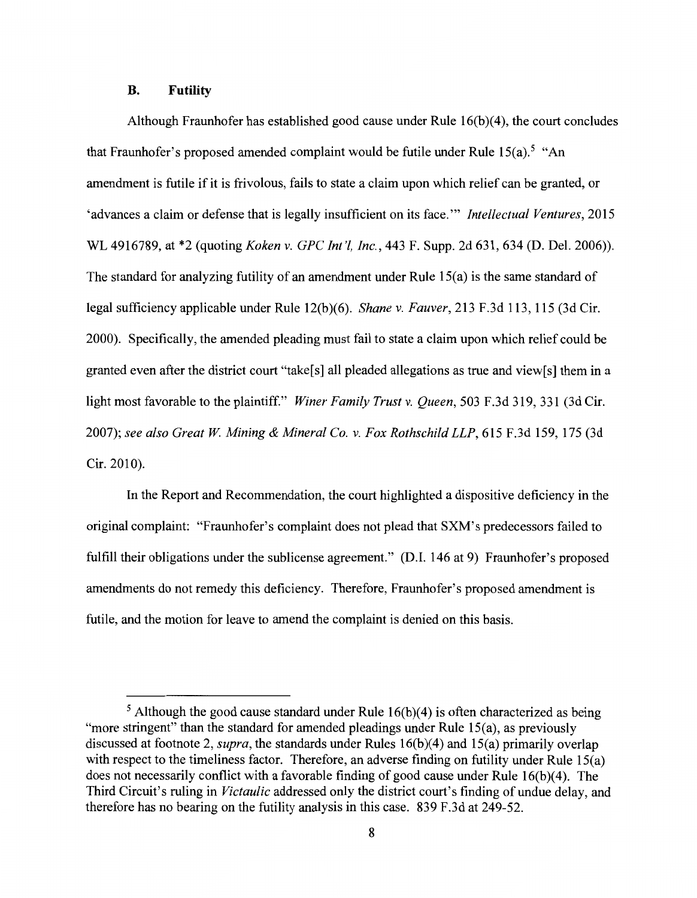### B. Futility

Although Fraunhofer has established good cause under Rule 16(b)(4), the court concludes that Fraunhofer's proposed amended complaint would be futile under Rule 15(a).[5] "An amendment is futile if it is frivolous, fails to state a claim upon which relief can be granted, or 'advances a claim or defense that is legally insufficient on its face.'" *Intellectual Ventures*, 2015 WL 4916789, at *2 (quoting *Koken v. GPC Int'l, Inc.*, 443 F. Supp. 2d 631, 634 (D. Del. 2006)). The standard for analyzing futility of an amendment under Rule 15(a) is the same standard of legal sufficiency applicable under Rule 12(b)(6). *Shane v. Fauver*, 213 F.3d 113, 115 (3d Cir. 2000). Specifically, the amended pleading must fail to state a claim upon which relief could be granted even after the district court "take[s] all pleaded allegations as true and view[s] them in a light most favorable to the plaintiff." *Winer Family Trust v. Queen*, 503 F.3d 319, 331 (3d Cir. 2007); *see also Great W. Mining & Mineral Co. v. Fox Rothschild LLP*, 615 F.3d 159, 175 (3d Cir. 2010).

In the Report and Recommendation, the court highlighted a dispositive deficiency in the original complaint: "Fraunhofer's complaint does not plead that SXM's predecessors failed to fulfill their obligations under the sublicense agreement." (D.I. 146 at 9) Fraunhofer's proposed amendments do not remedy this deficiency. Therefore, Fraunhofer's proposed amendment is futile, and the motion for leave to amend the complaint is denied on this basis.

---

[5] Although the good cause standard under Rule 16(b)(4) is often characterized as being "more stringent" than the standard for amended pleadings under Rule 15(a), as previously discussed at footnote 2, *supra*, the standards under Rules 16(b)(4) and 15(a) primarily overlap with respect to the timeliness factor. Therefore, an adverse finding on futility under Rule 15(a) does not necessarily conflict with a favorable finding of good cause under Rule 16(b)(4). The Third Circuit's ruling in *Victaulic* addressed only the district court's finding of undue delay, and therefore has no bearing on the futility analysis in this case. 839 F.3d at 249-52.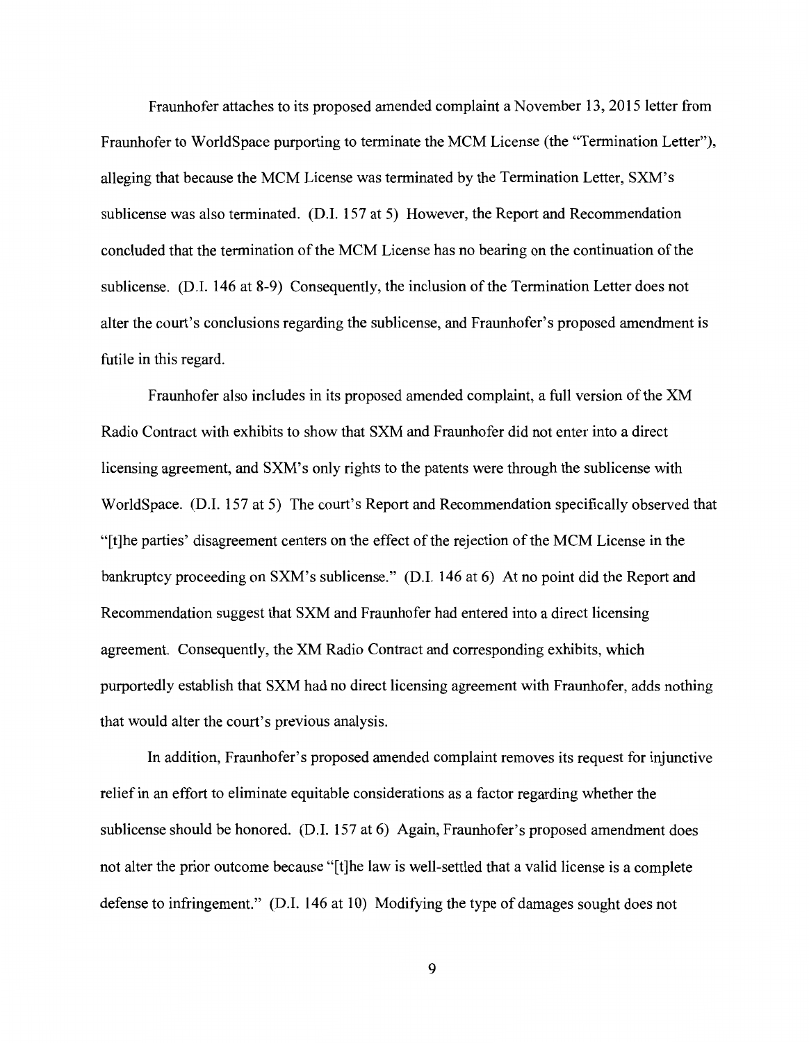Fraunhofer attaches to its proposed amended complaint a November 13, 2015 letter from Fraunhofer to WorldSpace purporting to terminate the MCM License (the "Termination Letter"), alleging that because the MCM License was terminated by the Termination Letter, SXM's sublicense was also terminated. (D.I. 157 at 5) However, the Report and Recommendation concluded that the termination of the MCM License has no bearing on the continuation of the sublicense. (D.I. 146 at 8-9) Consequently, the inclusion of the Termination Letter does not alter the court's conclusions regarding the sublicense, and Fraunhofer's proposed amendment is futile in this regard.

Fraunhofer also includes in its proposed amended complaint, a full version of the XM Radio Contract with exhibits to show that SXM and Fraunhofer did not enter into a direct licensing agreement, and SXM's only rights to the patents were through the sublicense with WorldSpace. (D.I. 157 at 5) The court's Report and Recommendation specifically observed that "[t]he parties' disagreement centers on the effect of the rejection of the MCM License in the bankruptcy proceeding on SXM's sublicense." (D.I. 146 at 6) At no point did the Report and Recommendation suggest that SXM and Fraunhofer had entered into a direct licensing agreement. Consequently, the XM Radio Contract and corresponding exhibits, which purportedly establish that SXM had no direct licensing agreement with Fraunhofer, adds nothing that would alter the court's previous analysis.

In addition, Fraunhofer's proposed amended complaint removes its request for injunctive relief in an effort to eliminate equitable considerations as a factor regarding whether the sublicense should be honored. (D.I. 157 at 6) Again, Fraunhofer's proposed amendment does not alter the prior outcome because "[t]he law is well-settled that a valid license is a complete defense to infringement." (D.I. 146 at 10) Modifying the type of damages sought does not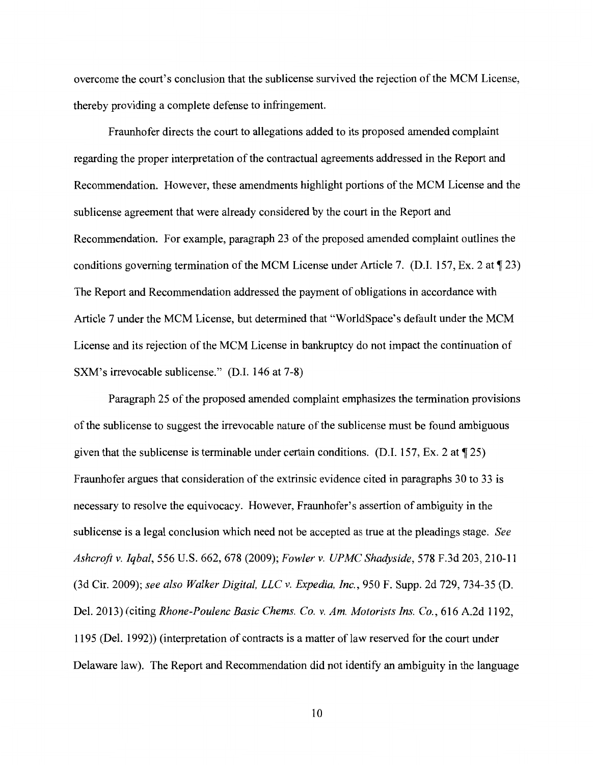overcome the court's conclusion that the sublicense survived the rejection of the MCM License, thereby providing a complete defense to infringement.

Fraunhofer directs the court to allegations added to its proposed amended complaint regarding the proper interpretation of the contractual agreements addressed in the Report and Recommendation. However, these amendments highlight portions of the MCM License and the sublicense agreement that were already considered by the court in the Report and Recommendation. For example, paragraph 23 of the proposed amended complaint outlines the conditions governing termination of the MCM License under Article 7. (D.I. 157, Ex. 2 at ¶ 23) The Report and Recommendation addressed the payment of obligations in accordance with Article 7 under the MCM License, but determined that "WorldSpace's default under the MCM License and its rejection of the MCM License in bankruptcy do not impact the continuation of SXM's irrevocable sublicense." (D.I. 146 at 7-8)

Paragraph 25 of the proposed amended complaint emphasizes the termination provisions of the sublicense to suggest the irrevocable nature of the sublicense must be found ambiguous given that the sublicense is terminable under certain conditions. (D.I. 157, Ex. 2 at ¶ 25) Fraunhofer argues that consideration of the extrinsic evidence cited in paragraphs 30 to 33 is necessary to resolve the equivocacy. However, Fraunhofer's assertion of ambiguity in the sublicense is a legal conclusion which need not be accepted as true at the pleadings stage. *See Ashcroft v. Iqbal*, 556 U.S. 662, 678 (2009); *Fowler v. UPMC Shadyside*, 578 F.3d 203, 210-11 (3d Cir. 2009); *see also Walker Digital, LLC v. Expedia, Inc.*, 950 F. Supp. 2d 729, 734-35 (D. Del. 2013) (citing *Rhone-Poulenc Basic Chems. Co. v. Am. Motorists Ins. Co.*, 616 A.2d 1192, 1195 (Del. 1992)) (interpretation of contracts is a matter of law reserved for the court under Delaware law). The Report and Recommendation did not identify an ambiguity in the language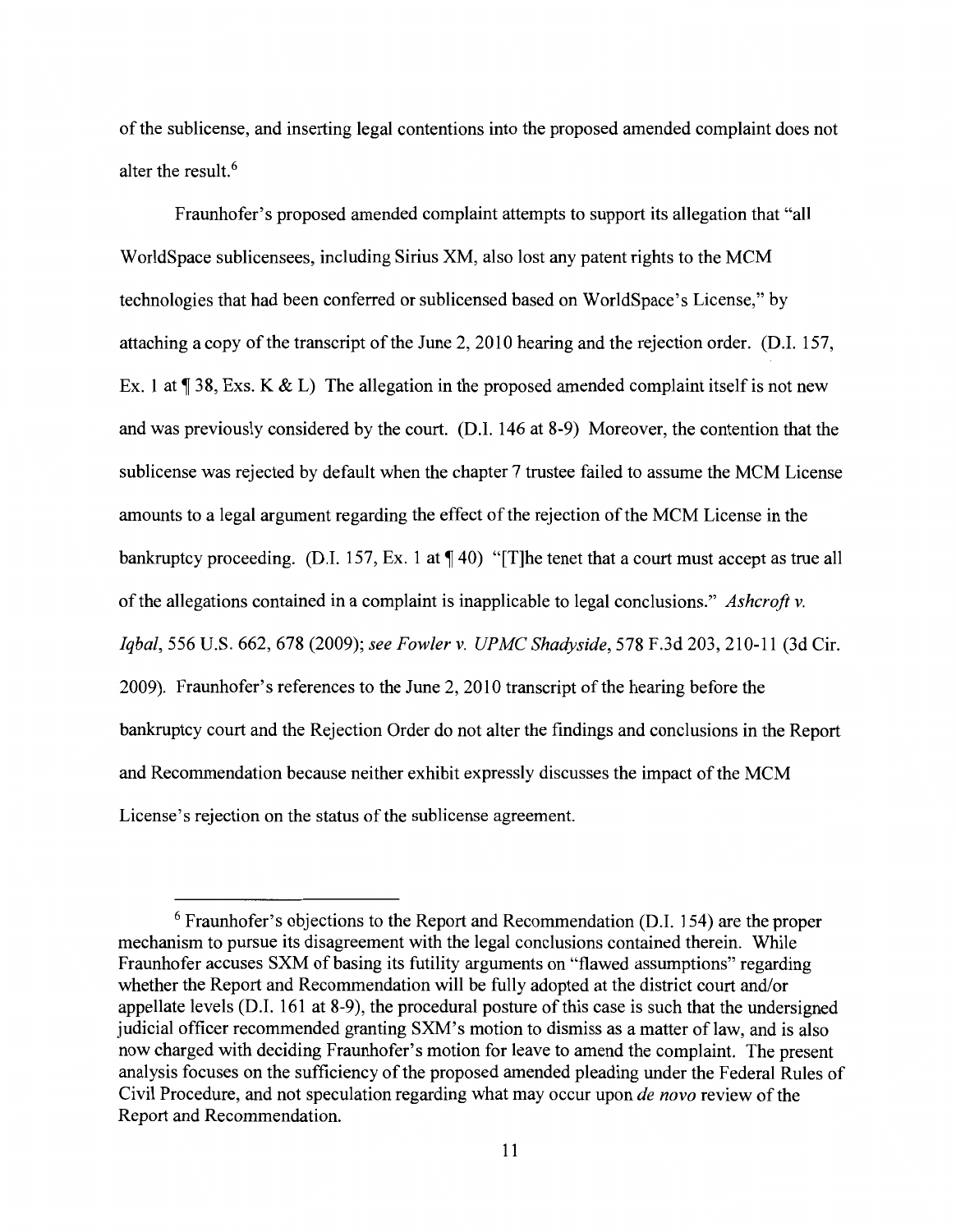of the sublicense, and inserting legal contentions into the proposed amended complaint does not alter the result.[6]

Fraunhofer's proposed amended complaint attempts to support its allegation that "all WorldSpace sublicensees, including Sirius XM, also lost any patent rights to the MCM technologies that had been conferred or sublicensed based on WorldSpace's License," by attaching a copy of the transcript of the June 2, 2010 hearing and the rejection order. (D.I. 157, Ex. 1 at ¶ 38, Exs. K & L) The allegation in the proposed amended complaint itself is not new and was previously considered by the court. (D.I. 146 at 8-9) Moreover, the contention that the sublicense was rejected by default when the chapter 7 trustee failed to assume the MCM License amounts to a legal argument regarding the effect of the rejection of the MCM License in the bankruptcy proceeding. (D.I. 157, Ex. 1 at ¶ 40) "[T]he tenet that a court must accept as true all of the allegations contained in a complaint is inapplicable to legal conclusions." *Ashcroft v. Iqbal*, 556 U.S. 662, 678 (2009); *see Fowler v. UPMC Shadyside*, 578 F.3d 203, 210-11 (3d Cir. 2009). Fraunhofer's references to the June 2, 2010 transcript of the hearing before the bankruptcy court and the Rejection Order do not alter the findings and conclusions in the Report and Recommendation because neither exhibit expressly discusses the impact of the MCM License's rejection on the status of the sublicense agreement.

---

[6] Fraunhofer's objections to the Report and Recommendation (D.I. 154) are the proper mechanism to pursue its disagreement with the legal conclusions contained therein. While Fraunhofer accuses SXM of basing its futility arguments on "flawed assumptions" regarding whether the Report and Recommendation will be fully adopted at the district court and/or appellate levels (D.I. 161 at 8-9), the procedural posture of this case is such that the undersigned judicial officer recommended granting SXM's motion to dismiss as a matter of law, and is also now charged with deciding Fraunhofer's motion for leave to amend the complaint. The present analysis focuses on the sufficiency of the proposed amended pleading under the Federal Rules of Civil Procedure, and not speculation regarding what may occur upon *de novo* review of the Report and Recommendation.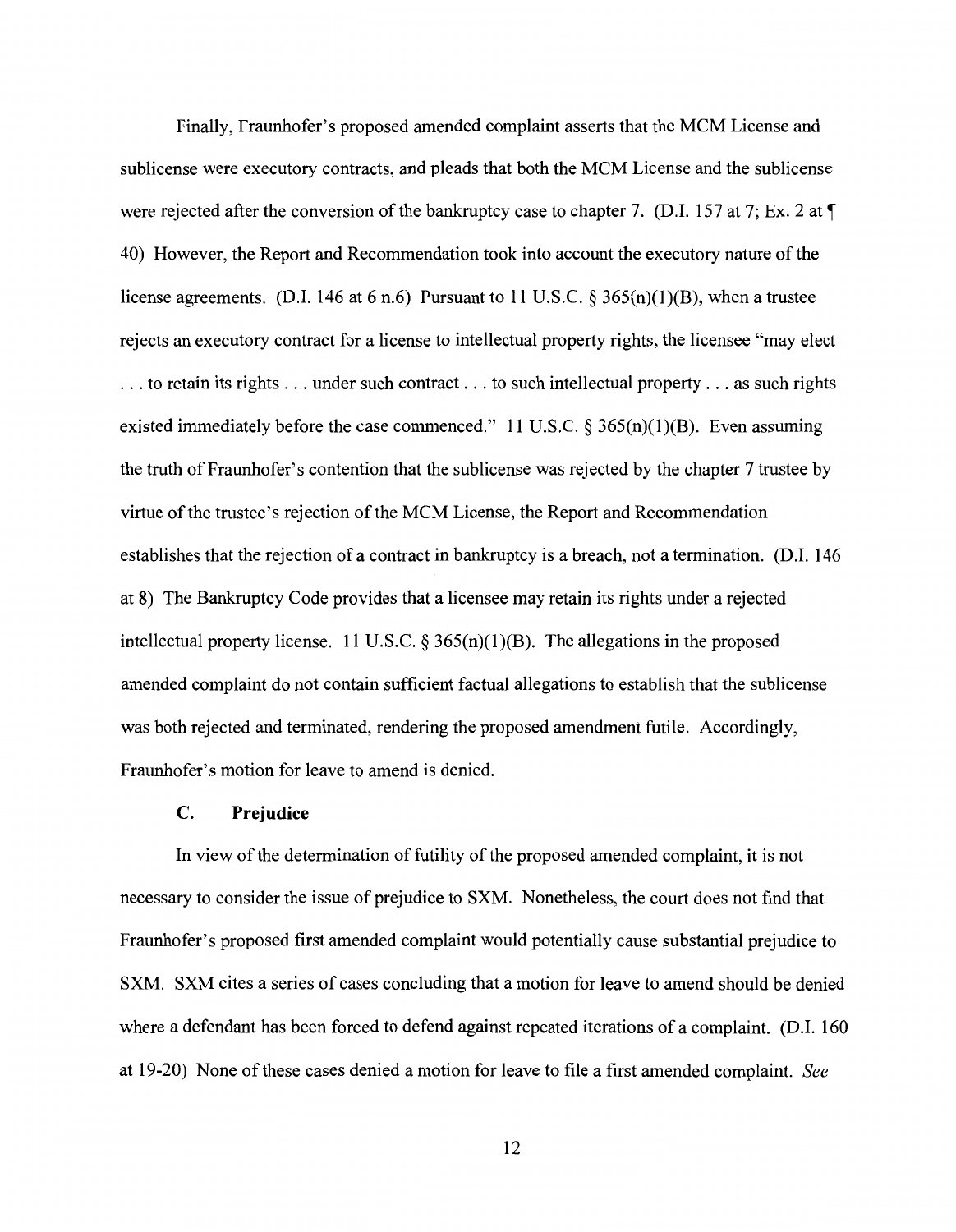Finally, Fraunhofer's proposed amended complaint asserts that the MCM License and sublicense were executory contracts, and pleads that both the MCM License and the sublicense were rejected after the conversion of the bankruptcy case to chapter 7. (D.I. 157 at 7; Ex. 2 at ¶ 40) However, the Report and Recommendation took into account the executory nature of the license agreements. (D.I. 146 at 6 n.6) Pursuant to 11 U.S.C. § 365(n)(1)(B), when a trustee rejects an executory contract for a license to intellectual property rights, the licensee "may elect . . . to retain its rights . . . under such contract . . . to such intellectual property . . . as such rights existed immediately before the case commenced." 11 U.S.C. § 365(n)(1)(B). Even assuming the truth of Fraunhofer's contention that the sublicense was rejected by the chapter 7 trustee by virtue of the trustee's rejection of the MCM License, the Report and Recommendation establishes that the rejection of a contract in bankruptcy is a breach, not a termination. (D.I. 146 at 8) The Bankruptcy Code provides that a licensee may retain its rights under a rejected intellectual property license. 11 U.S.C. § 365(n)(1)(B). The allegations in the proposed amended complaint do not contain sufficient factual allegations to establish that the sublicense was both rejected and terminated, rendering the proposed amendment futile. Accordingly, Fraunhofer's motion for leave to amend is denied.

### C. Prejudice

In view of the determination of futility of the proposed amended complaint, it is not necessary to consider the issue of prejudice to SXM. Nonetheless, the court does not find that Fraunhofer's proposed first amended complaint would potentially cause substantial prejudice to SXM. SXM cites a series of cases concluding that a motion for leave to amend should be denied where a defendant has been forced to defend against repeated iterations of a complaint. (D.I. 160 at 19-20) None of these cases denied a motion for leave to file a first amended complaint. *See*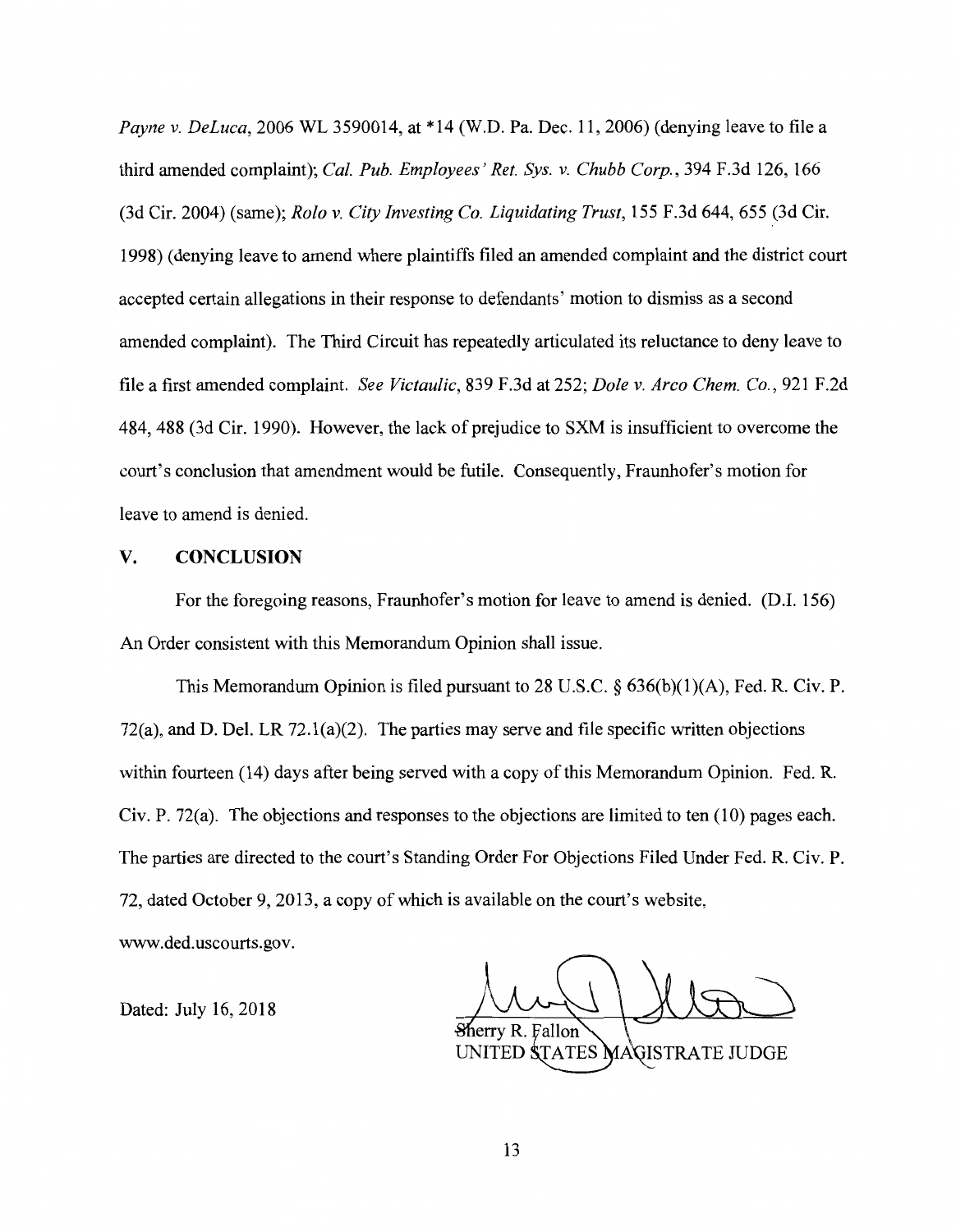*Payne v. DeLuca*, 2006 WL 3590014, at *14 (W.D. Pa. Dec. 11, 2006) (denying leave to file a third amended complaint); *Cal. Pub. Employees' Ret. Sys. v. Chubb Corp.*, 394 F.3d 126, 166 (3d Cir. 2004) (same); *Rolo v. City Investing Co. Liquidating Trust*, 155 F.3d 644, 655 (3d Cir. 1998) (denying leave to amend where plaintiffs filed an amended complaint and the district court accepted certain allegations in their response to defendants' motion to dismiss as a second amended complaint). The Third Circuit has repeatedly articulated its reluctance to deny leave to file a first amended complaint. *See Victaulic*, 839 F.3d at 252; *Dole v. Arco Chem. Co.*, 921 F.2d 484, 488 (3d Cir. 1990). However, the lack of prejudice to SXM is insufficient to overcome the court's conclusion that amendment would be futile. Consequently, Fraunhofer's motion for leave to amend is denied.

## V. CONCLUSION

For the foregoing reasons, Fraunhofer's motion for leave to amend is denied. (D.I. 156) An Order consistent with this Memorandum Opinion shall issue.

This Memorandum Opinion is filed pursuant to 28 U.S.C. § 636(b)(1)(A), Fed. R. Civ. P. 72(a), and D. Del. LR 72.1(a)(2). The parties may serve and file specific written objections within fourteen (14) days after being served with a copy of this Memorandum Opinion. Fed. R. Civ. P. 72(a). The objections and responses to the objections are limited to ten (10) pages each. The parties are directed to the court's Standing Order For Objections Filed Under Fed. R. Civ. P. 72, dated October 9, 2013, a copy of which is available on the court's website, www.ded.uscourts.gov.

Dated: July 16, 2018

Sherry R. Fallon
UNITED STATES MAGISTRATE JUDGE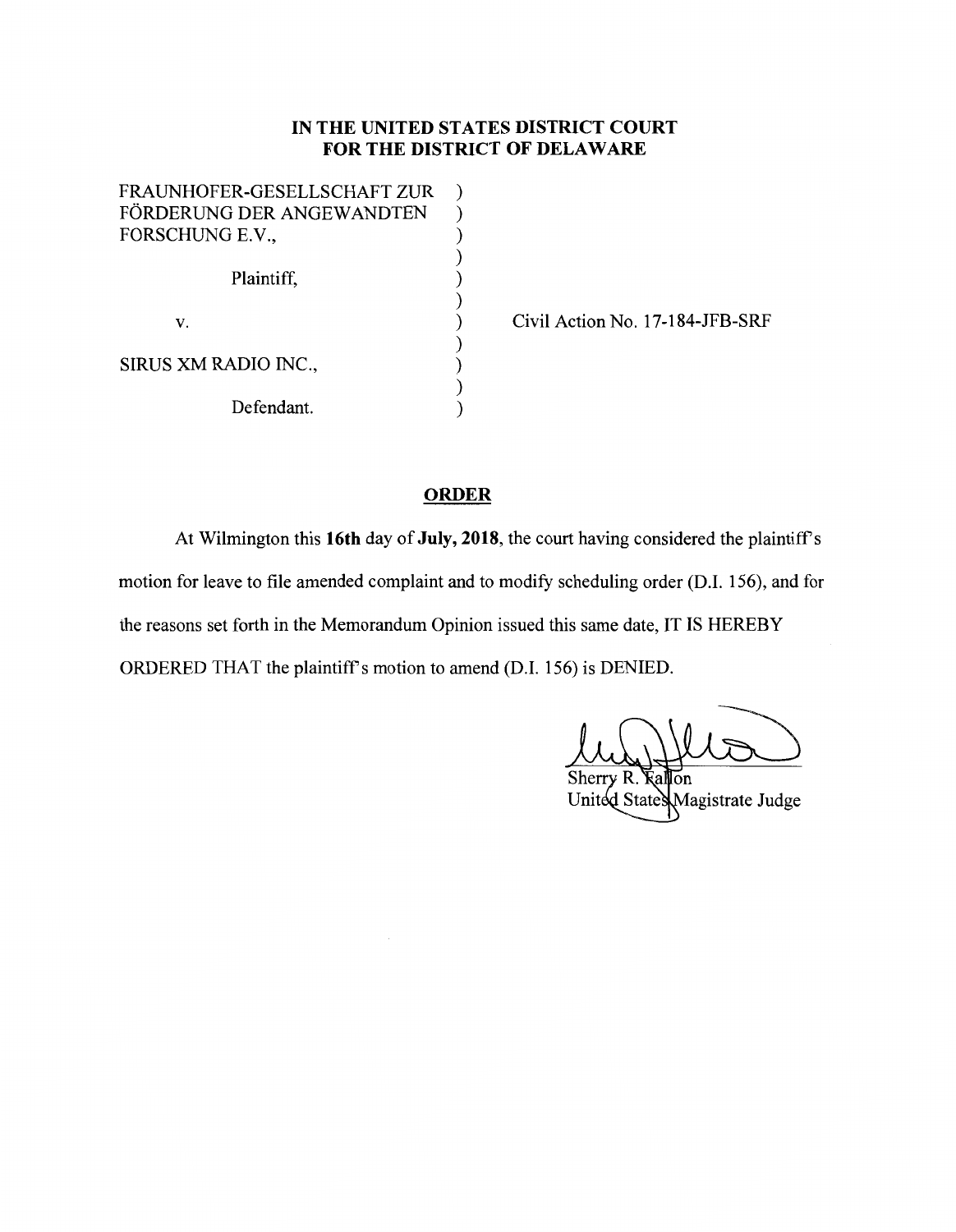**IN THE UNITED STATES DISTRICT COURT**
**FOR THE DISTRICT OF DELAWARE**

FRAUNHOFER-GESELLSCHAFT ZUR FÖRDERUNG DER ANGEWANDTEN FORSCHUNG E.V.,

Plaintiff,

v.

SIRUS XM RADIO INC.,

Defendant.

Civil Action No. 17-184-JFB-SRF

**ORDER**

At Wilmington this **16th** day of **July, 2018**, the court having considered the plaintiff's motion for leave to file amended complaint and to modify scheduling order (D.I. 156), and for the reasons set forth in the Memorandum Opinion issued this same date, IT IS HEREBY ORDERED THAT the plaintiff's motion to amend (D.I. 156) is DENIED.

Sherry R. Fallon
United States Magistrate Judge